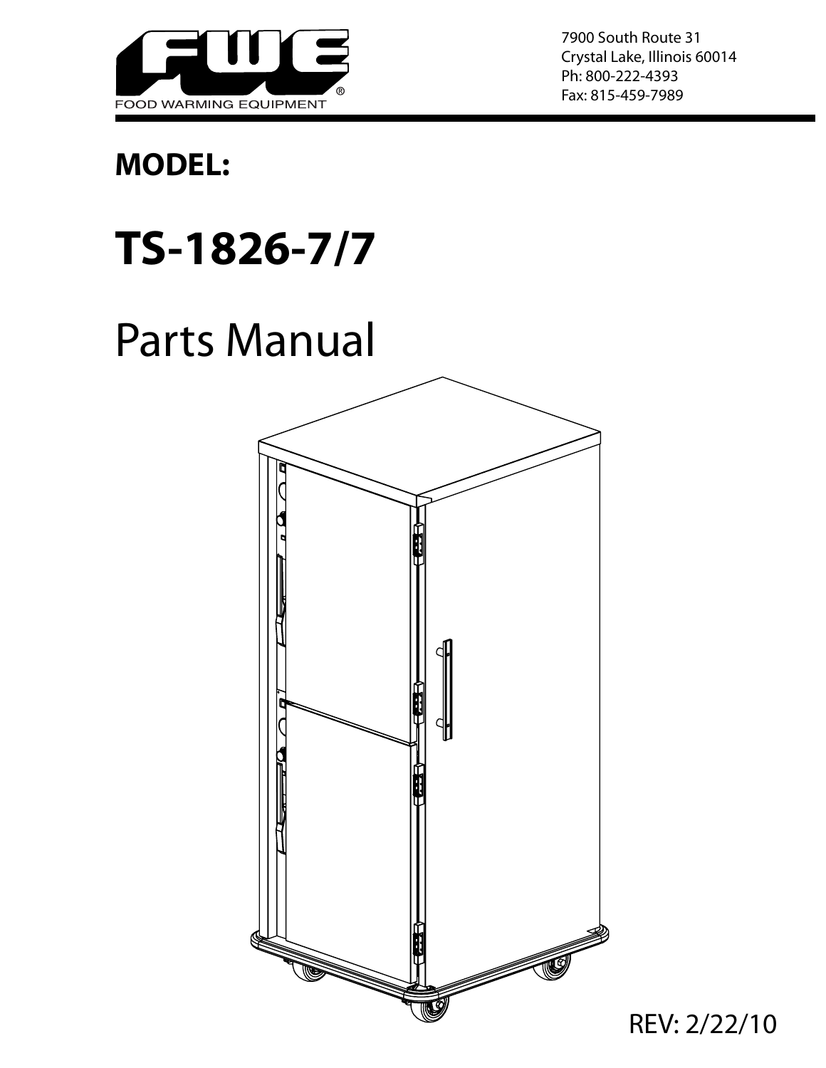FWE
FOOD WARMING EQUIPMENT

7900 South Route 31
Crystal Lake, Illinois 60014
Ph: 800-222-4393
Fax: 815-459-7989

## MODEL:

# TS-1826-7/7

# Parts Manual

REV: 2/22/10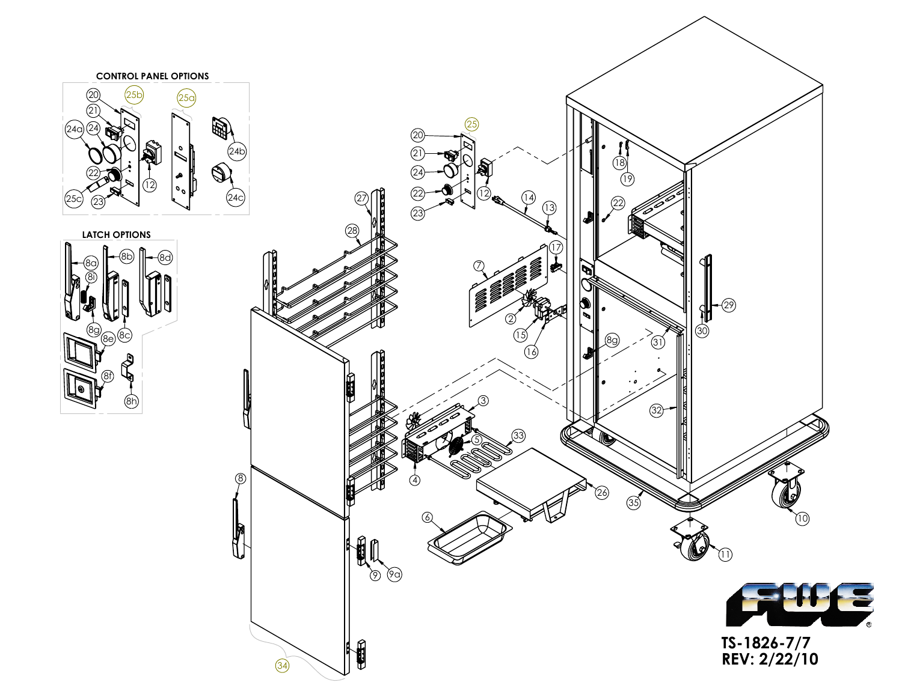## CONTROL PANEL OPTIONS

20, 25b, 25a, 21, 24a, 24, 24b, 22, 12, 25c, 23, 24c

## LATCH OPTIONS

8a, 8b, 8d, 8i, 8g, 8c, 8e, 8f, 8h

20, 25, 21, 24, 12, 22, 23, 14, 13, 27, 28, 7, 17, 2, 15, 16, 18, 19, 22, 29, 30, 8g, 31, 32, 3, 5, 33, 4, 26, 35, 10, 11, 6, 8, 9, 9a, 34

FWE®

TS-1826-7/7
REV: 2/22/10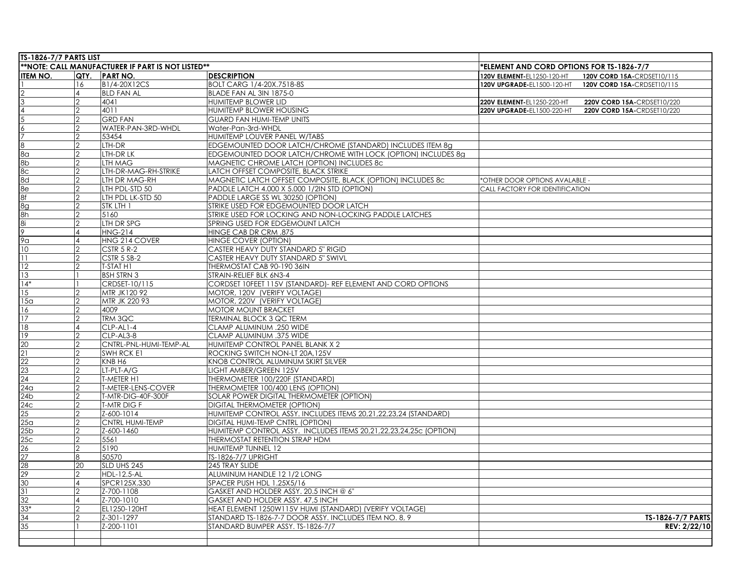| TS-1826-7/7 PARTS LIST | | | | |
|---|---|---|---|---|
| **NOTE: CALL MANUFACTURER IF PART IS NOT LISTED** | | | | *ELEMENT AND CORD OPTIONS FOR TS-1826-7/7 |
| ITEM NO. | QTY. | PART NO. | DESCRIPTION | **120V ELEMENT-**EL1250-120-HT **120V CORD 15A-**CRDSET10/115 |
| 1 | 16 | B1/4-20X12CS | BOLT CARG 1/4-20X.7518-8S | **120V UPGRADE-**EL1500-120-HT **120V CORD 15A-**CRDSET10/115 |
| 2 | 4 | BLD FAN AL | BLADE FAN AL 3IN 1875-0 | |
| 3 | 2 | 4041 | HUMITEMP BLOWER LID | **220V ELEMENT-**EL1250-220-HT **220V CORD 15A-**CRDSET10/220 |
| 4 | 2 | 4011 | HUMITEMP BLOWER HOUSING | **220V UPGRADE-**EL1500-220-HT **220V CORD 15A-**CRDSET10/220 |
| 5 | 2 | GRD FAN | GUARD FAN HUMI-TEMP UNITS | |
| 6 | 2 | WATER-PAN-3RD-WHDL | Water-Pan-3rd-WHDL | |
| 7 | 2 | 53454 | HUMITEMP LOUVER PANEL W/TABS | |
| 8 | 2 | LTH-DR | EDGEMOUNTED DOOR LATCH/CHROME (STANDARD) INCLUDES ITEM 8g | |
| 8a | 2 | LTH-DR LK | EDGEMOUNTED DOOR LATCH/CHROME WITH LOCK (OPTION) INCLUDES 8g | |
| 8b | 2 | LTH MAG | MAGNETIC CHROME LATCH (OPTION) INCLUDES 8c | |
| 8c | 2 | LTH-DR-MAG-RH-STRIKE | LATCH OFFSET COMPOSITE, BLACK STRIKE | |
| 8d | 2 | LTH DR MAG-RH | MAGNETIC LATCH OFFSET COMPOSITE, BLACK (OPTION) INCLUDES 8c | *OTHER DOOR OPTIONS AVALABLE - |
| 8e | 2 | LTH PDL-STD 50 | PADDLE LATCH 4.000 X 5.000 1/2IN STD (OPTION) | CALL FACTORY FOR IDENTIFICATION |
| 8f | 2 | LTH PDL LK-STD 50 | PADDLE LARGE SS WL 30250 (OPTION) | |
| 8g | 2 | STK LTH 1 | STRIKE USED FOR EDGEMOUNTED DOOR LATCH | |
| 8h | 2 | 5160 | STRIKE USED FOR LOCKING AND NON-LOCKING PADDLE LATCHES | |
| 8i | 2 | LTH DR SPG | SPRING USED FOR EDGEMOUNT LATCH | |
| 9 | 4 | HNG-214 | HINGE CAB DR CRM .875 | |
| 9a | 4 | HNG 214 COVER | HINGE COVER (OPTION) | |
| 10 | 2 | CSTR 5 R-2 | CASTER HEAVY DUTY STANDARD 5" RIGID | |
| 11 | 2 | CSTR 5 SB-2 | CASTER HEAVY DUTY STANDARD 5" SWIVL | |
| 12 | 2 | T-STAT H1 | THERMOSTAT CAB 90-190 36IN | |
| 13 | 1 | BSH STRN 3 | STRAIN-RELIEF BLK 6N3-4 | |
| 14* | 1 | CRDSET-10/115 | CORDSET 10FEET 115V (STANDARD)- REF ELEMENT AND CORD OPTIONS | |
| 15 | 2 | MTR JK120 92 | MOTOR, 120V (VERIFY VOLTAGE) | |
| 15a | 2 | MTR JK 220 93 | MOTOR, 220V (VERIFY VOLTAGE) | |
| 16 | 2 | 4009 | MOTOR MOUNT BRACKET | |
| 17 | 2 | TRM 3QC | TERMINAL BLOCK 3 QC TERM | |
| 18 | 4 | CLP-AL1-4 | CLAMP ALUMINUM .250 WIDE | |
| 19 | 2 | CLP-AL3-8 | CLAMP ALUMINUM .375 WIDE | |
| 20 | 2 | CNTRL-PNL-HUMI-TEMP-AL | HUMITEMP CONTROL PANEL BLANK X 2 | |
| 21 | 2 | SWH RCK E1 | ROCKING SWITCH NON-LT 20A,125V | |
| 22 | 2 | KNB H6 | KNOB CONTROL ALUMINUM SKIRT SILVER | |
| 23 | 2 | LT-PLT-A/G | LIGHT AMBER/GREEN 125V | |
| 24 | 2 | T-METER H1 | THERMOMETER 100/220F (STANDARD) | |
| 24a | 2 | T-METER-LENS-COVER | THERMOMETER 100/400 LENS (OPTION) | |
| 24b | 2 | T-MTR-DIG-40F-300F | SOLAR POWER DIGITAL THERMOMETER (OPTION) | |
| 24c | 2 | T-MTR DIG F | DIGITAL THERMOMETER (OPTION) | |
| 25 | 2 | Z-600-1014 | HUMITEMP CONTROL ASSY. INCLUDES ITEMS 20,21,22,23,24 (STANDARD) | |
| 25a | 2 | CNTRL HUMI-TEMP | DIGITAL HUMI-TEMP CNTRL (OPTION) | |
| 25b | 2 | Z-600-1460 | HUMITEMP CONTROL ASSY. INCLUDES ITEMS 20,21,22,23,24,25c (OPTION) | |
| 25c | 2 | 5561 | THERMOSTAT RETENTION STRAP HDM | |
| 26 | 2 | 5190 | HUMITEMP TUNNEL 12 | |
| 27 | 8 | 50570 | TS-1826-7/7 UPRIGHT | |
| 28 | 20 | SLD UHS 245 | 245 TRAY SLIDE | |
| 29 | 2 | HDL-12.5-AL | ALUMINUM HANDLE 12 1/2 LONG | |
| 30 | 4 | SPCR125X.330 | SPACER PUSH HDL 1.25X5/16 | |
| 31 | 2 | Z-700-1108 | GASKET AND HOLDER ASSY. 20.5 INCH @ 6" | |
| 32 | 4 | Z-700-1010 | GASKET AND HOLDER ASSY. 47,5 INCH | |
| 33* | 2 | EL1250-120HT | HEAT ELEMENT 1250W115V HUMI (STANDARD) (VERIFY VOLTAGE) | |
| 34 | 2 | Z-301-1297 | STANDARD TS-1826-7-7 DOOR ASSY. INCLUDES ITEM NO. 8, 9 | **TS-1826-7/7 PARTS** |
| 35 | 1 | Z-200-1101 | STANDARD BUMPER ASSY. TS-1826-7/7 | **REV: 2/22/10** |